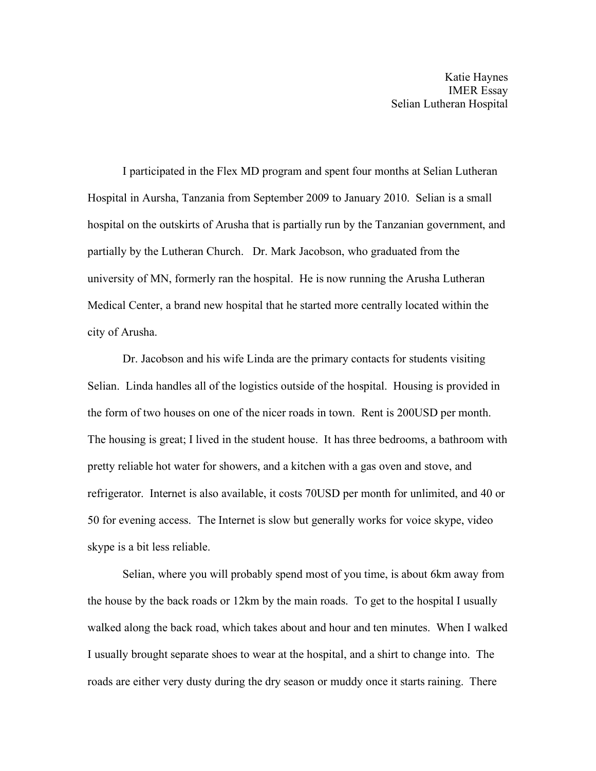Katie Haynes
IMER Essay
Selian Lutheran Hospital

I participated in the Flex MD program and spent four months at Selian Lutheran Hospital in Aursha, Tanzania from September 2009 to January 2010. Selian is a small hospital on the outskirts of Arusha that is partially run by the Tanzanian government, and partially by the Lutheran Church. Dr. Mark Jacobson, who graduated from the university of MN, formerly ran the hospital. He is now running the Arusha Lutheran Medical Center, a brand new hospital that he started more centrally located within the city of Arusha.

Dr. Jacobson and his wife Linda are the primary contacts for students visiting Selian. Linda handles all of the logistics outside of the hospital. Housing is provided in the form of two houses on one of the nicer roads in town. Rent is 200USD per month. The housing is great; I lived in the student house. It has three bedrooms, a bathroom with pretty reliable hot water for showers, and a kitchen with a gas oven and stove, and refrigerator. Internet is also available, it costs 70USD per month for unlimited, and 40 or 50 for evening access. The Internet is slow but generally works for voice skype, video skype is a bit less reliable.

Selian, where you will probably spend most of you time, is about 6km away from the house by the back roads or 12km by the main roads. To get to the hospital I usually walked along the back road, which takes about and hour and ten minutes. When I walked I usually brought separate shoes to wear at the hospital, and a shirt to change into. The roads are either very dusty during the dry season or muddy once it starts raining. There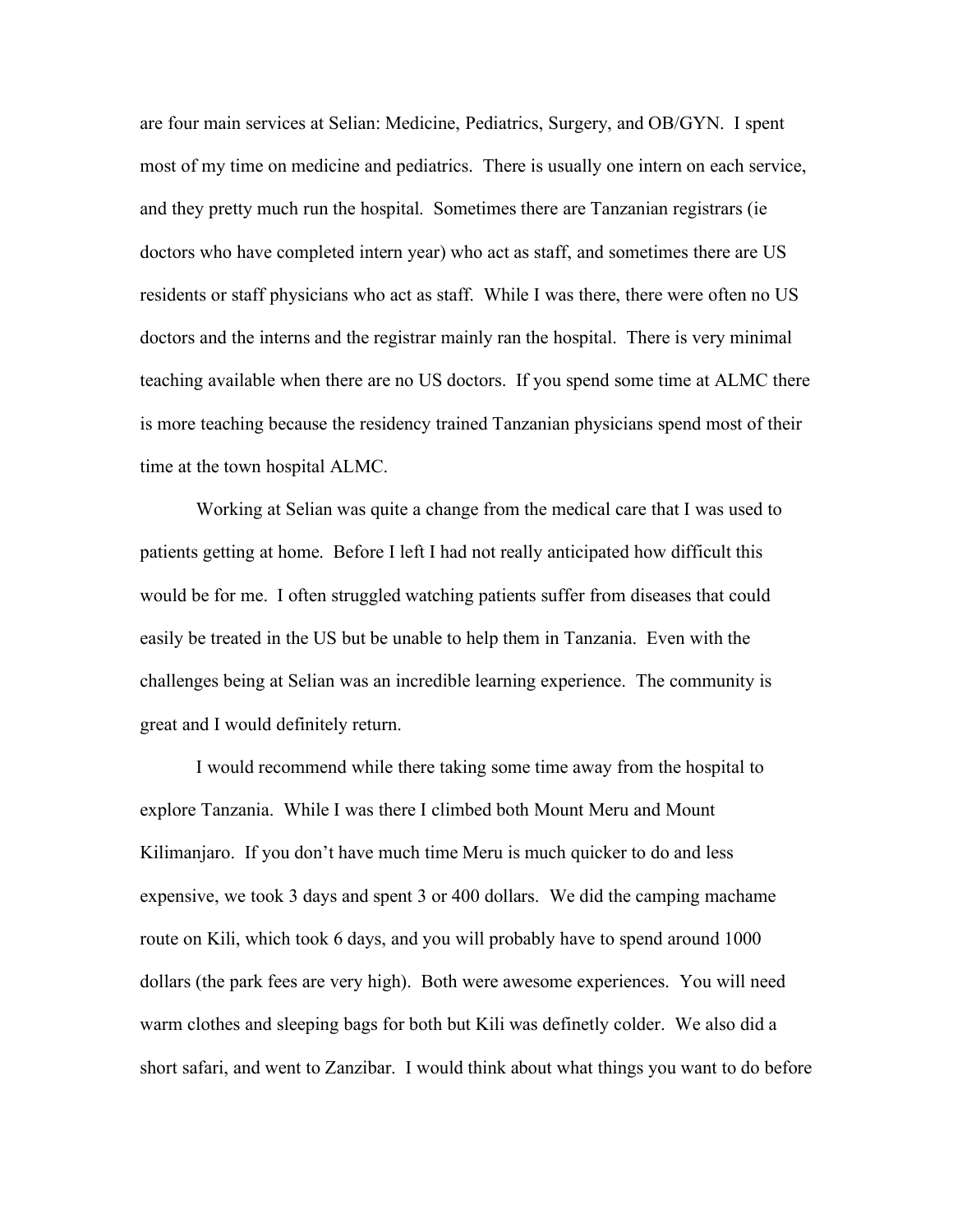are four main services at Selian: Medicine, Pediatrics, Surgery, and OB/GYN. I spent most of my time on medicine and pediatrics. There is usually one intern on each service, and they pretty much run the hospital. Sometimes there are Tanzanian registrars (ie doctors who have completed intern year) who act as staff, and sometimes there are US residents or staff physicians who act as staff. While I was there, there were often no US doctors and the interns and the registrar mainly ran the hospital. There is very minimal teaching available when there are no US doctors. If you spend some time at ALMC there is more teaching because the residency trained Tanzanian physicians spend most of their time at the town hospital ALMC.

Working at Selian was quite a change from the medical care that I was used to patients getting at home. Before I left I had not really anticipated how difficult this would be for me. I often struggled watching patients suffer from diseases that could easily be treated in the US but be unable to help them in Tanzania. Even with the challenges being at Selian was an incredible learning experience. The community is great and I would definitely return.

I would recommend while there taking some time away from the hospital to explore Tanzania. While I was there I climbed both Mount Meru and Mount Kilimanjaro. If you don't have much time Meru is much quicker to do and less expensive, we took 3 days and spent 3 or 400 dollars. We did the camping machame route on Kili, which took 6 days, and you will probably have to spend around 1000 dollars (the park fees are very high). Both were awesome experiences. You will need warm clothes and sleeping bags for both but Kili was definetly colder. We also did a short safari, and went to Zanzibar. I would think about what things you want to do before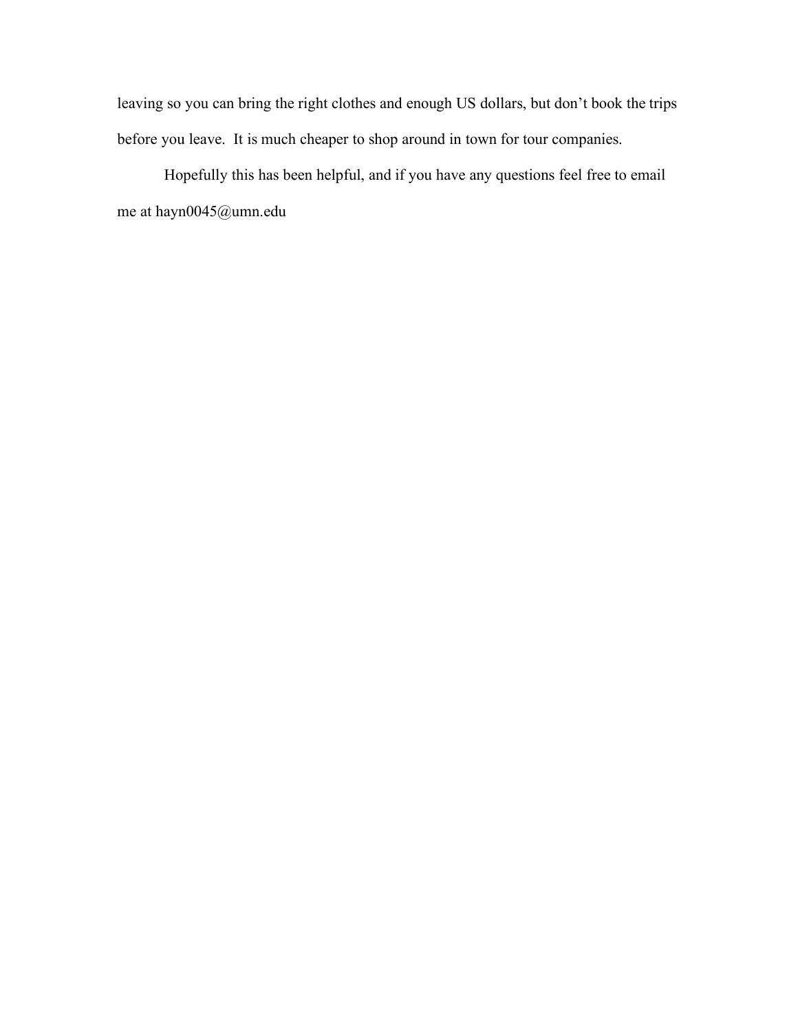leaving so you can bring the right clothes and enough US dollars, but don't book the trips before you leave. It is much cheaper to shop around in town for tour companies.

Hopefully this has been helpful, and if you have any questions feel free to email me at hayn0045@umn.edu